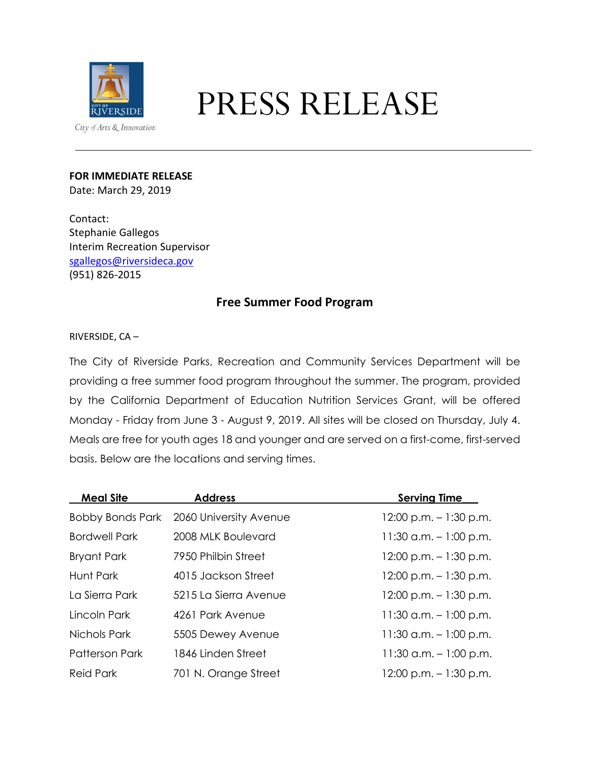# PRESS RELEASE

City of Arts & Innovation

**FOR IMMEDIATE RELEASE**
Date: March 29, 2019

Contact:
Stephanie Gallegos
Interim Recreation Supervisor
sgallegos@riversideca.gov
(951) 826-2015

## Free Summer Food Program

RIVERSIDE, CA –

The City of Riverside Parks, Recreation and Community Services Department will be providing a free summer food program throughout the summer. The program, provided by the California Department of Education Nutrition Services Grant, will be offered Monday - Friday from June 3 - August 9, 2019. All sites will be closed on Thursday, July 4. Meals are free for youth ages 18 and younger and are served on a first-come, first-served basis. Below are the locations and serving times.

| Meal Site | Address | Serving Time |
| --- | --- | --- |
| Bobby Bonds Park | 2060 University Avenue | 12:00 p.m. – 1:30 p.m. |
| Bordwell Park | 2008 MLK Boulevard | 11:30 a.m. – 1:00 p.m. |
| Bryant Park | 7950 Philbin Street | 12:00 p.m. – 1:30 p.m. |
| Hunt Park | 4015 Jackson Street | 12:00 p.m. – 1:30 p.m. |
| La Sierra Park | 5215 La Sierra Avenue | 12:00 p.m. – 1:30 p.m. |
| Lincoln Park | 4261 Park Avenue | 11:30 a.m. – 1:00 p.m. |
| Nichols Park | 5505 Dewey Avenue | 11:30 a.m. – 1:00 p.m. |
| Patterson Park | 1846 Linden Street | 11:30 a.m. – 1:00 p.m. |
| Reid Park | 701 N. Orange Street | 12:00 p.m. – 1:30 p.m. |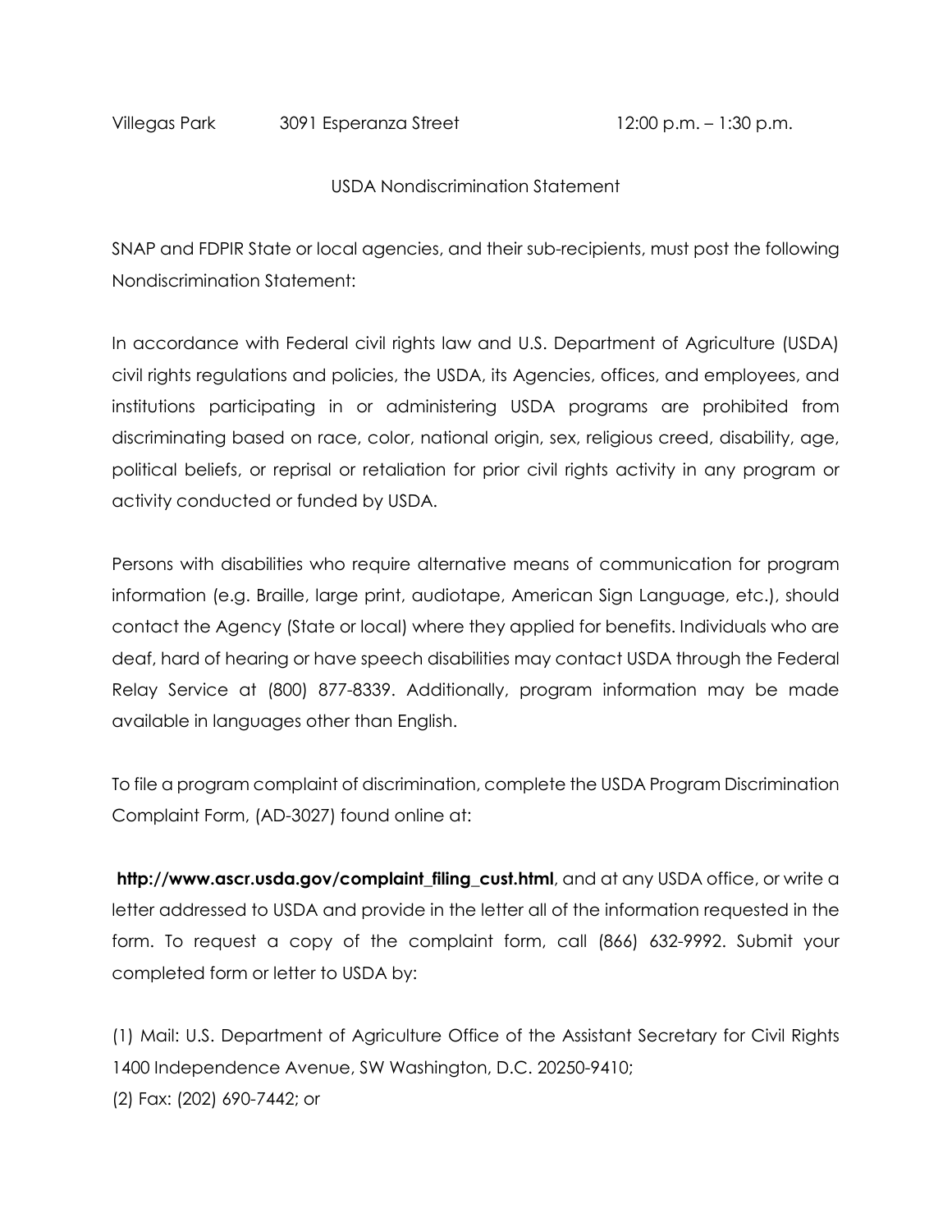| Villegas Park | 3091 Esperanza Street | 12:00 p.m. – 1:30 p.m. |
|---|---|---|

USDA Nondiscrimination Statement

SNAP and FDPIR State or local agencies, and their sub-recipients, must post the following Nondiscrimination Statement:

In accordance with Federal civil rights law and U.S. Department of Agriculture (USDA) civil rights regulations and policies, the USDA, its Agencies, offices, and employees, and institutions participating in or administering USDA programs are prohibited from discriminating based on race, color, national origin, sex, religious creed, disability, age, political beliefs, or reprisal or retaliation for prior civil rights activity in any program or activity conducted or funded by USDA.

Persons with disabilities who require alternative means of communication for program information (e.g. Braille, large print, audiotape, American Sign Language, etc.), should contact the Agency (State or local) where they applied for benefits. Individuals who are deaf, hard of hearing or have speech disabilities may contact USDA through the Federal Relay Service at (800) 877-8339. Additionally, program information may be made available in languages other than English.

To file a program complaint of discrimination, complete the USDA Program Discrimination Complaint Form, (AD-3027) found online at:

**http://www.ascr.usda.gov/complaint_filing_cust.html**, and at any USDA office, or write a letter addressed to USDA and provide in the letter all of the information requested in the form. To request a copy of the complaint form, call (866) 632-9992. Submit your completed form or letter to USDA by:

(1) Mail: U.S. Department of Agriculture Office of the Assistant Secretary for Civil Rights 1400 Independence Avenue, SW Washington, D.C. 20250-9410;
(2) Fax: (202) 690-7442; or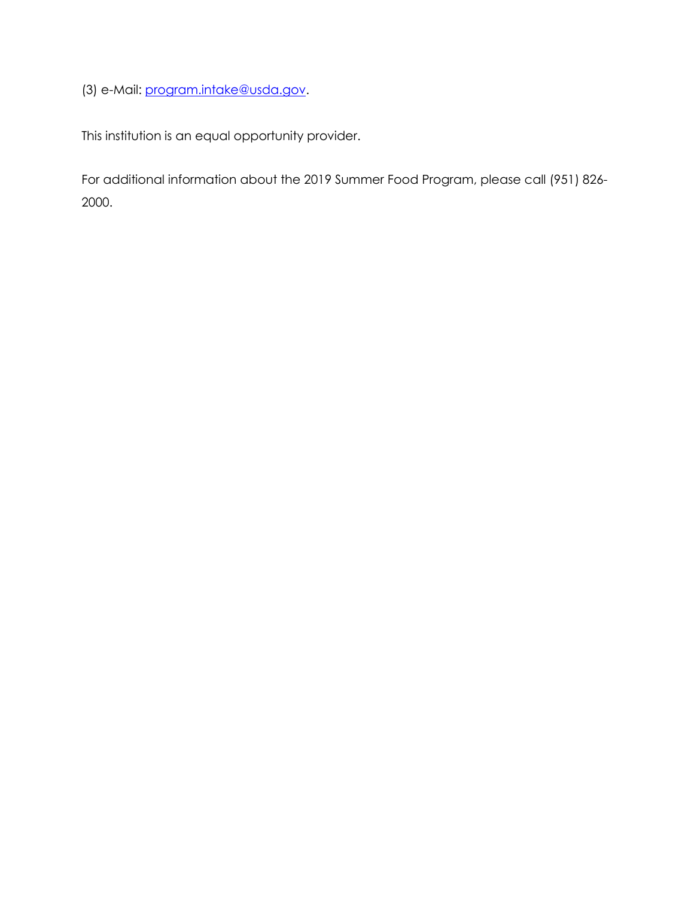(3) e-Mail: [program.intake@usda.gov](mailto:program.intake@usda.gov).

This institution is an equal opportunity provider.

For additional information about the 2019 Summer Food Program, please call (951) 826-2000.